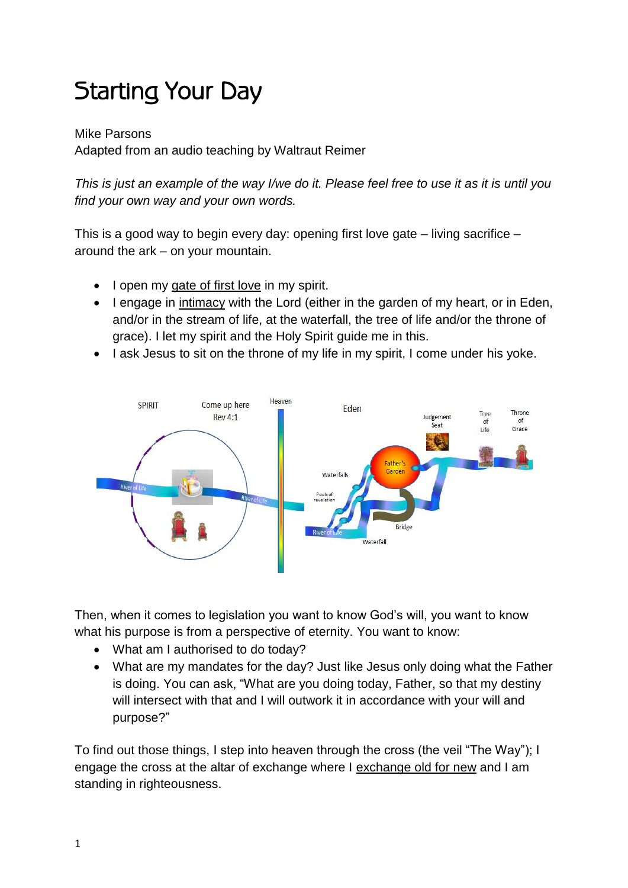# Starting Your Day

Mike Parsons
Adapted from an audio teaching by Waltraut Reimer

*This is just an example of the way I/we do it. Please feel free to use it as it is until you find your own way and your own words.*

This is a good way to begin every day: opening first love gate – living sacrifice – around the ark – on your mountain.

- I open my gate of first love in my spirit.
- I engage in intimacy with the Lord (either in the garden of my heart, or in Eden, and/or in the stream of life, at the waterfall, the tree of life and/or the throne of grace). I let my spirit and the Holy Spirit guide me in this.
- I ask Jesus to sit on the throne of my life in my spirit, I come under his yoke.

Then, when it comes to legislation you want to know God's will, you want to know what his purpose is from a perspective of eternity. You want to know:

- What am I authorised to do today?
- What are my mandates for the day? Just like Jesus only doing what the Father is doing. You can ask, "What are you doing today, Father, so that my destiny will intersect with that and I will outwork it in accordance with your will and purpose?"

To find out those things, I step into heaven through the cross (the veil "The Way"); I engage the cross at the altar of exchange where I exchange old for new and I am standing in righteousness.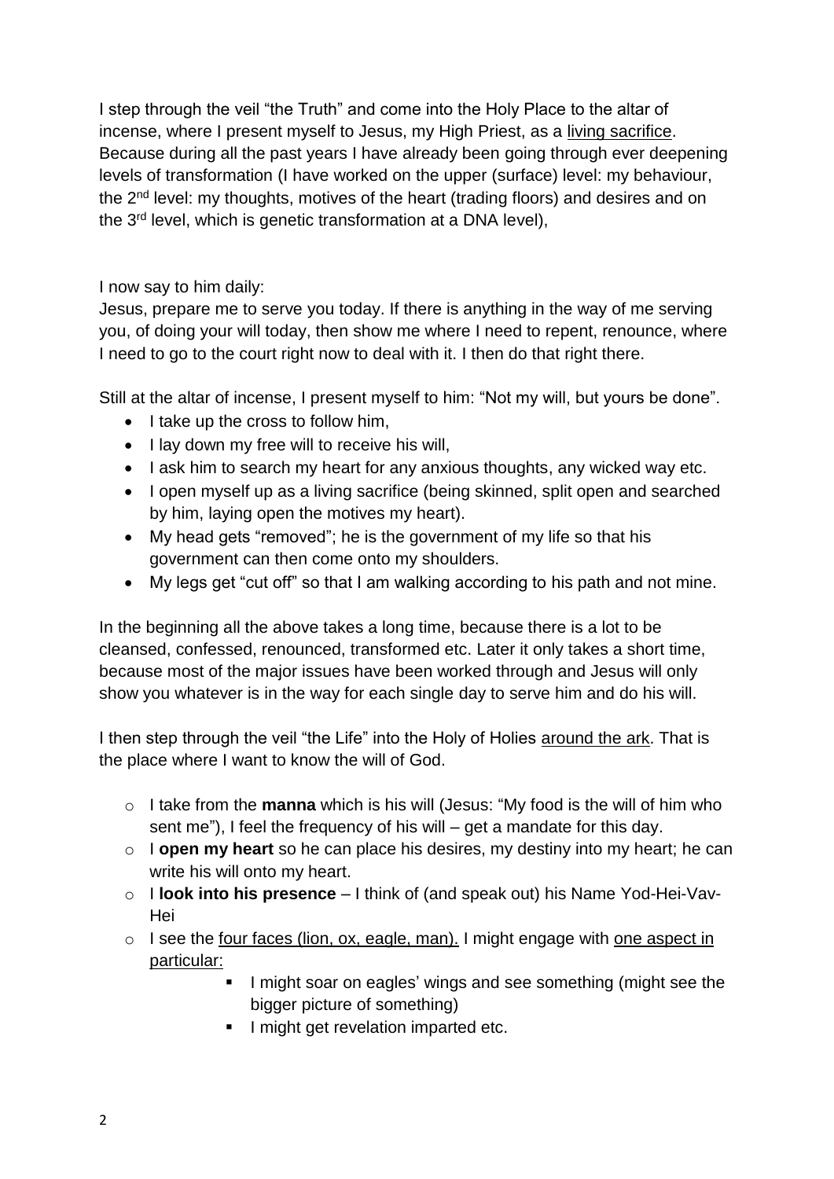I step through the veil "the Truth" and come into the Holy Place to the altar of incense, where I present myself to Jesus, my High Priest, as a <u>living sacrifice</u>. Because during all the past years I have already been going through ever deepening levels of transformation (I have worked on the upper (surface) level: my behaviour, the 2nd level: my thoughts, motives of the heart (trading floors) and desires and on the 3rd level, which is genetic transformation at a DNA level),

I now say to him daily:
Jesus, prepare me to serve you today. If there is anything in the way of me serving you, of doing your will today, then show me where I need to repent, renounce, where I need to go to the court right now to deal with it. I then do that right there.

Still at the altar of incense, I present myself to him: "Not my will, but yours be done".

- I take up the cross to follow him,
- I lay down my free will to receive his will,
- I ask him to search my heart for any anxious thoughts, any wicked way etc.
- I open myself up as a living sacrifice (being skinned, split open and searched by him, laying open the motives my heart).
- My head gets "removed"; he is the government of my life so that his government can then come onto my shoulders.
- My legs get "cut off" so that I am walking according to his path and not mine.

In the beginning all the above takes a long time, because there is a lot to be cleansed, confessed, renounced, transformed etc. Later it only takes a short time, because most of the major issues have been worked through and Jesus will only show you whatever is in the way for each single day to serve him and do his will.

I then step through the veil "the Life" into the Holy of Holies <u>around the ark</u>. That is the place where I want to know the will of God.

- I take from the **manna** which is his will (Jesus: "My food is the will of him who sent me"), I feel the frequency of his will – get a mandate for this day.
- I **open my heart** so he can place his desires, my destiny into my heart; he can write his will onto my heart.
- I **look into his presence** – I think of (and speak out) his Name Yod-Hei-Vav-Hei
- I see the <u>four faces (lion, ox, eagle, man).</u> I might engage with <u>one aspect in particular:</u>
  - I might soar on eagles' wings and see something (might see the bigger picture of something)
  - I might get revelation imparted etc.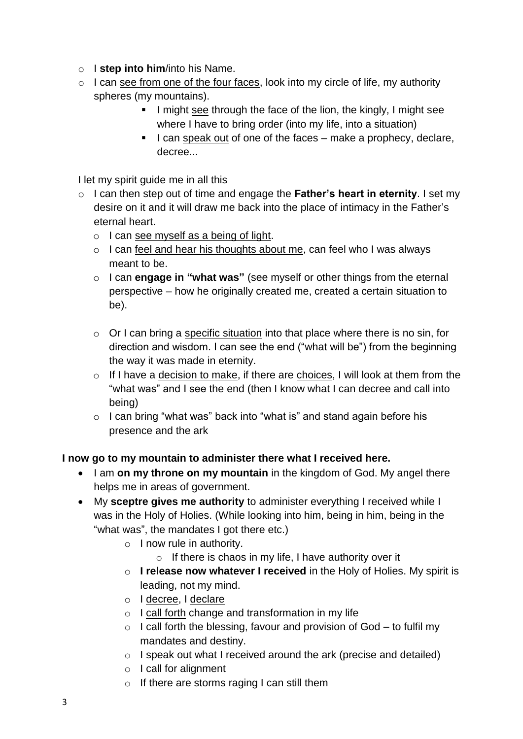- I **step into him**/into his Name.
- I can <u>see from one of the four faces</u>, look into my circle of life, my authority spheres (my mountains).
    - I might <u>see</u> through the face of the lion, the kingly, I might see where I have to bring order (into my life, into a situation)
    - I can <u>speak out</u> of one of the faces – make a prophecy, declare, decree...

I let my spirit guide me in all this

- I can then step out of time and engage the **Father's heart in eternity**. I set my desire on it and it will draw me back into the place of intimacy in the Father's eternal heart.
    - I can <u>see myself as a being of light</u>.
    - I can <u>feel and hear his thoughts about me</u>, can feel who I was always meant to be.
    - I can **engage in "what was"** (see myself or other things from the eternal perspective – how he originally created me, created a certain situation to be).
    - Or I can bring a <u>specific situation</u> into that place where there is no sin, for direction and wisdom. I can see the end ("what will be") from the beginning the way it was made in eternity.
    - If I have a <u>decision to make</u>, if there are <u>choices</u>, I will look at them from the "what was" and I see the end (then I know what I can decree and call into being)
    - I can bring "what was" back into "what is" and stand again before his presence and the ark

**I now go to my mountain to administer there what I received here.**

- I am **on my throne on my mountain** in the kingdom of God. My angel there helps me in areas of government.
- My **sceptre gives me authority** to administer everything I received while I was in the Holy of Holies. (While looking into him, being in him, being in the "what was", the mandates I got there etc.)
    - I now rule in authority.
        - If there is chaos in my life, I have authority over it
    - **I release now whatever I received** in the Holy of Holies. My spirit is leading, not my mind.
    - I <u>decree</u>, I <u>declare</u>
    - I <u>call forth</u> change and transformation in my life
    - I call forth the blessing, favour and provision of God – to fulfil my mandates and destiny.
    - I speak out what I received around the ark (precise and detailed)
    - I call for alignment
    - If there are storms raging I can still them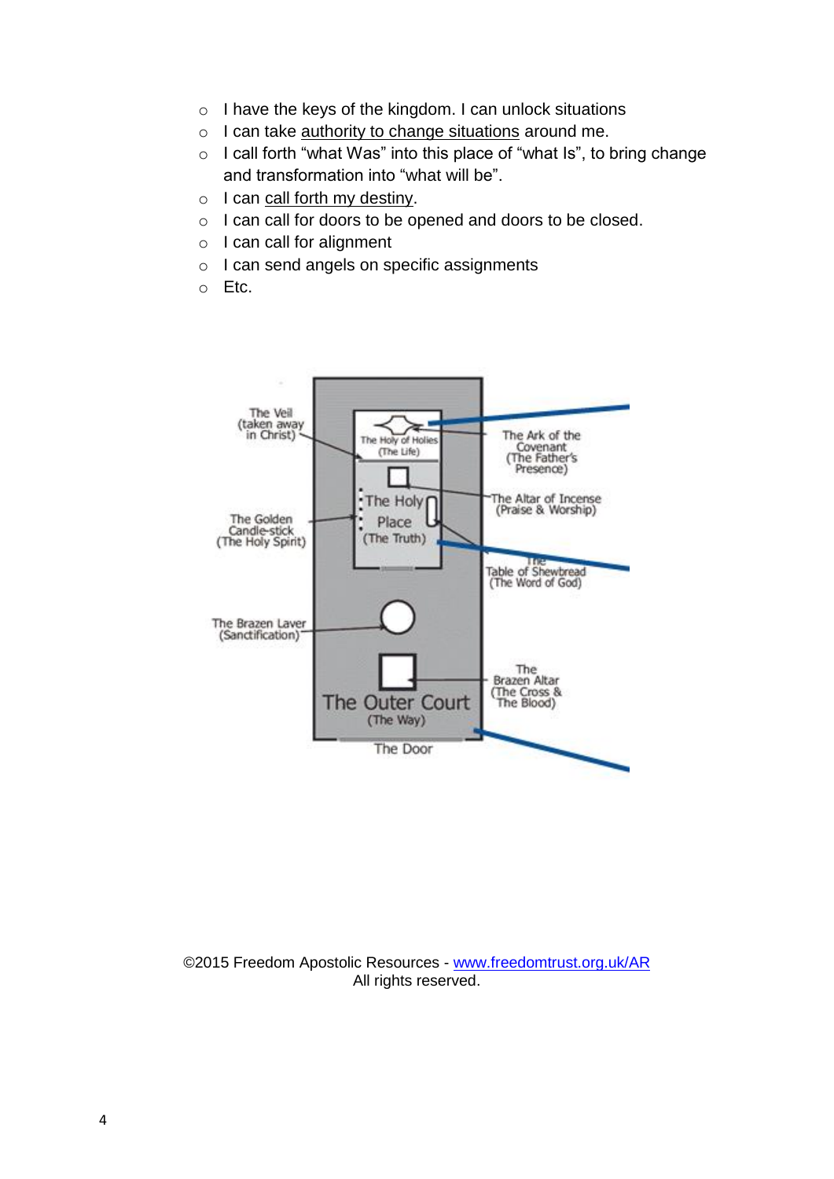- I have the keys of the kingdom. I can unlock situations
- I can take authority to change situations around me.
- I call forth “what Was” into this place of “what Is”, to bring change and transformation into “what will be”.
- I can call forth my destiny.
- I can call for doors to be opened and doors to be closed.
- I can call for alignment
- I can send angels on specific assignments
- Etc.

The Veil (taken away in Christ)

The Holy of Holies (The Life)

The Ark of the Covenant (The Father's Presence)

The Altar of Incense (Praise & Worship)

The Golden Candle-stick (The Holy Spirit)

The Holy Place (The Truth)

The Table of Shewbread (The Word of God)

The Brazen Laver (Sanctification)

The Brazen Altar (The Cross & The Blood)

The Outer Court (The Way)

The Door

©2015 Freedom Apostolic Resources - www.freedomtrust.org.uk/AR
All rights reserved.